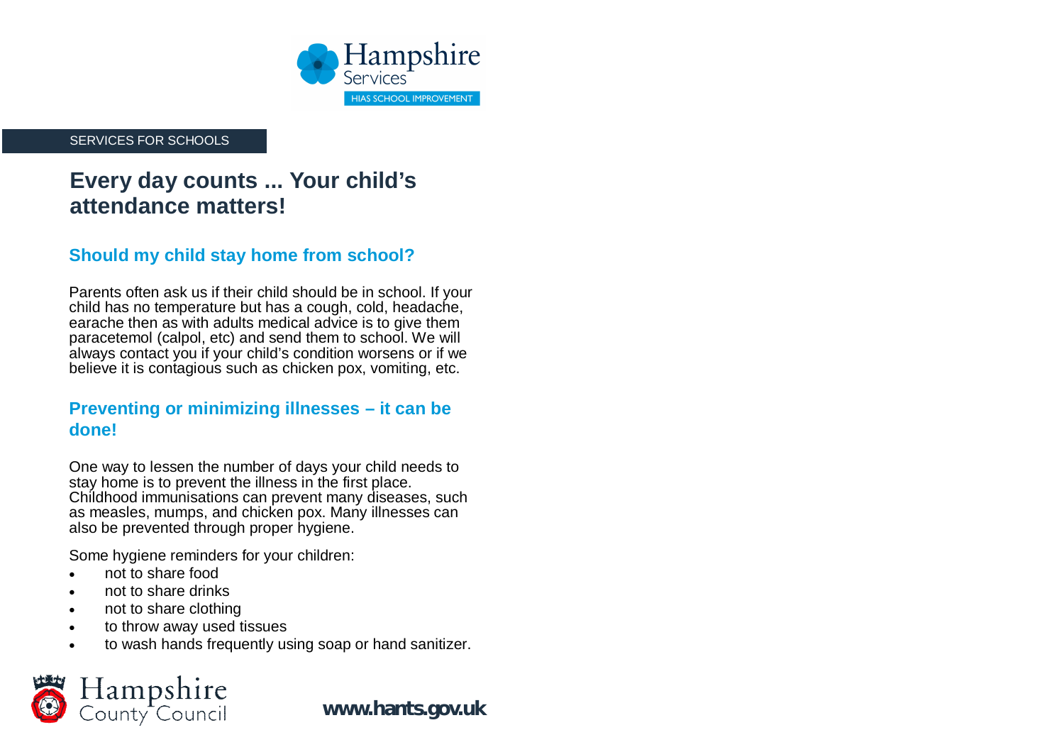Hampshire Services
HIAS SCHOOL IMPROVEMENT

SERVICES FOR SCHOOLS

# Every day counts ... Your child's attendance matters!

## Should my child stay home from school?

Parents often ask us if their child should be in school. If your child has no temperature but has a cough, cold, headache, earache then as with adults medical advice is to give them paracetemol (calpol, etc) and send them to school. We will always contact you if your child's condition worsens or if we believe it is contagious such as chicken pox, vomiting, etc.

## Preventing or minimizing illnesses – it can be done!

One way to lessen the number of days your child needs to stay home is to prevent the illness in the first place. Childhood immunisations can prevent many diseases, such as measles, mumps, and chicken pox. Many illnesses can also be prevented through proper hygiene.

Some hygiene reminders for your children:

- not to share food
- not to share drinks
- not to share clothing
- to throw away used tissues
- to wash hands frequently using soap or hand sanitizer.

Hampshire County Council

**www.hants.gov.uk**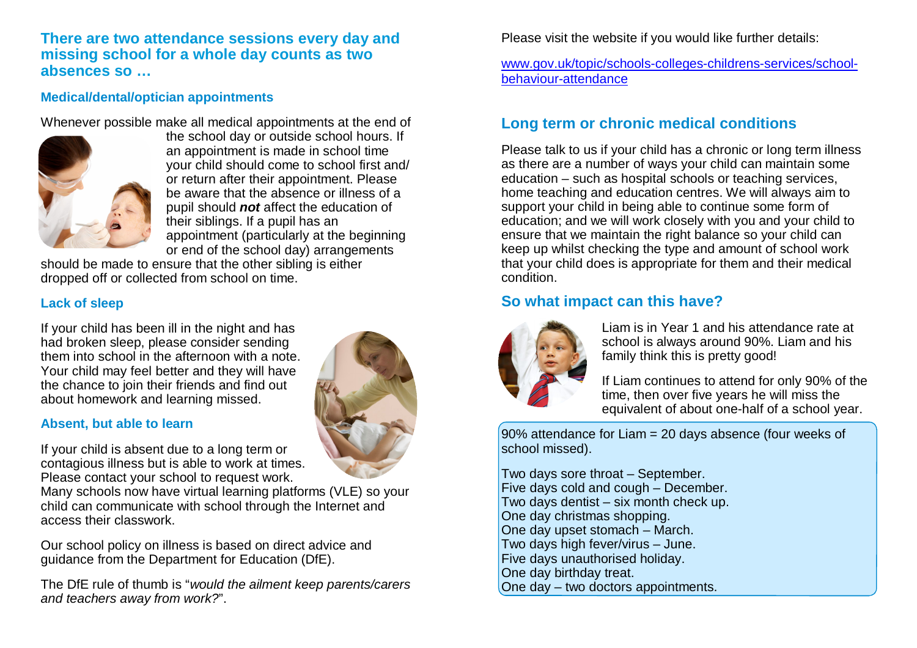## There are two attendance sessions every day and missing school for a whole day counts as two absences so …

### Medical/dental/optician appointments

Whenever possible make all medical appointments at the end of the school day or outside school hours. If an appointment is made in school time your child should come to school first and/ or return after their appointment. Please be aware that the absence or illness of a pupil should ***not*** affect the education of their siblings. If a pupil has an appointment (particularly at the beginning or end of the school day) arrangements should be made to ensure that the other sibling is either dropped off or collected from school on time.

### Lack of sleep

If your child has been ill in the night and has had broken sleep, please consider sending them into school in the afternoon with a note. Your child may feel better and they will have the chance to join their friends and find out about homework and learning missed.

### Absent, but able to learn

If your child is absent due to a long term or contagious illness but is able to work at times. Please contact your school to request work. Many schools now have virtual learning platforms (VLE) so your child can communicate with school through the Internet and access their classwork.

Our school policy on illness is based on direct advice and guidance from the Department for Education (DfE).

The DfE rule of thumb is "*would the ailment keep parents/carers and teachers away from work?*".

Please visit the website if you would like further details:

www.gov.uk/topic/schools-colleges-childrens-services/school-behaviour-attendance

## Long term or chronic medical conditions

Please talk to us if your child has a chronic or long term illness as there are a number of ways your child can maintain some education – such as hospital schools or teaching services, home teaching and education centres. We will always aim to support your child in being able to continue some form of education; and we will work closely with you and your child to ensure that we maintain the right balance so your child can keep up whilst checking the type and amount of school work that your child does is appropriate for them and their medical condition.

## So what impact can this have?

Liam is in Year 1 and his attendance rate at school is always around 90%. Liam and his family think this is pretty good!

If Liam continues to attend for only 90% of the time, then over five years he will miss the equivalent of about one-half of a school year.

90% attendance for Liam = 20 days absence (four weeks of school missed).

Two days sore throat – September.
Five days cold and cough – December.
Two days dentist – six month check up.
One day christmas shopping.
One day upset stomach – March.
Two days high fever/virus – June.
Five days unauthorised holiday.
One day birthday treat.
One day – two doctors appointments.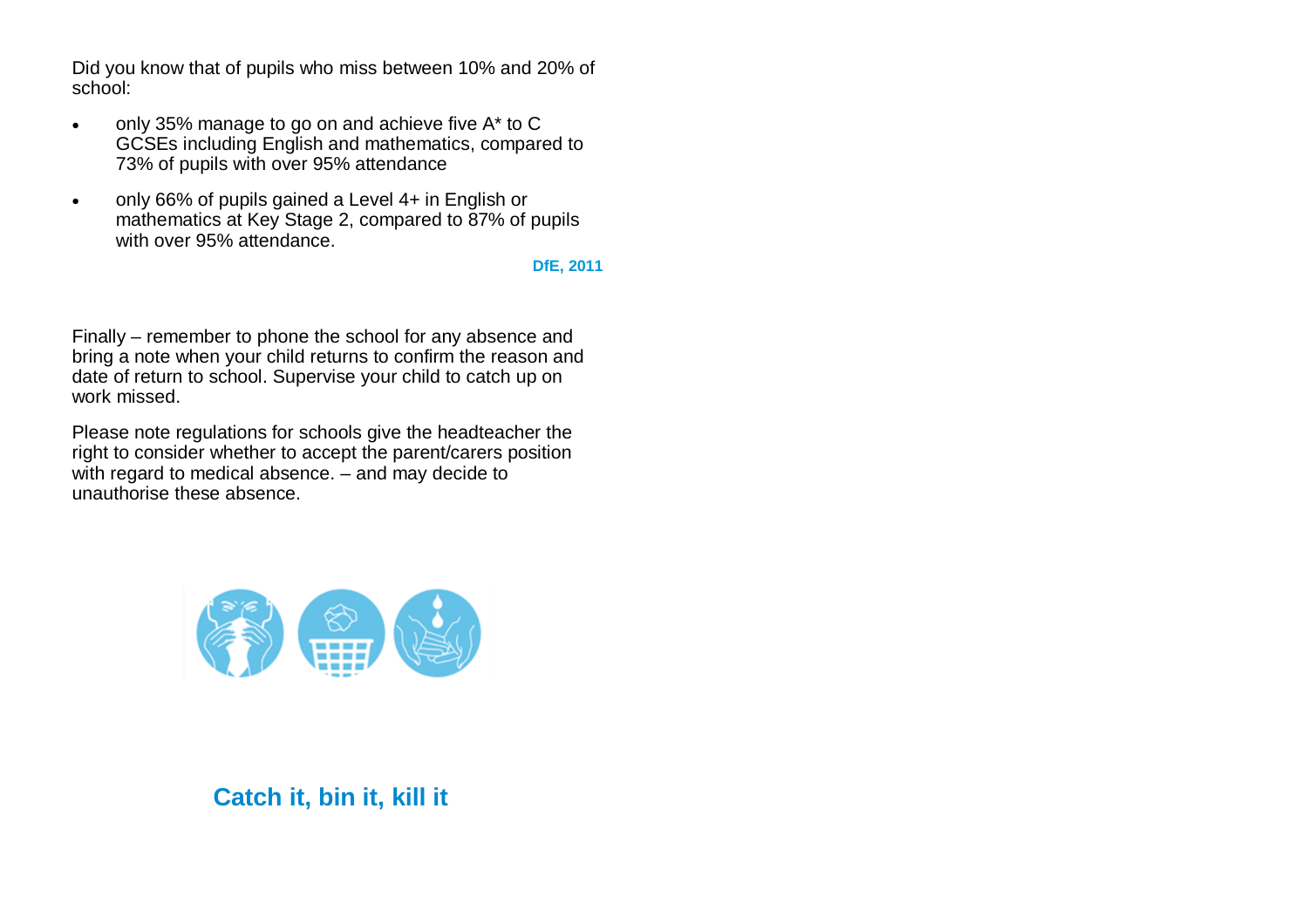Did you know that of pupils who miss between 10% and 20% of school:

- only 35% manage to go on and achieve five A* to C GCSEs including English and mathematics, compared to 73% of pupils with over 95% attendance
- only 66% of pupils gained a Level 4+ in English or mathematics at Key Stage 2, compared to 87% of pupils with over 95% attendance.

**DfE, 2011**

Finally – remember to phone the school for any absence and bring a note when your child returns to confirm the reason and date of return to school. Supervise your child to catch up on work missed.

Please note regulations for schools give the headteacher the right to consider whether to accept the parent/carers position with regard to medical absence. – and may decide to unauthorise these absence.

**Catch it, bin it, kill it**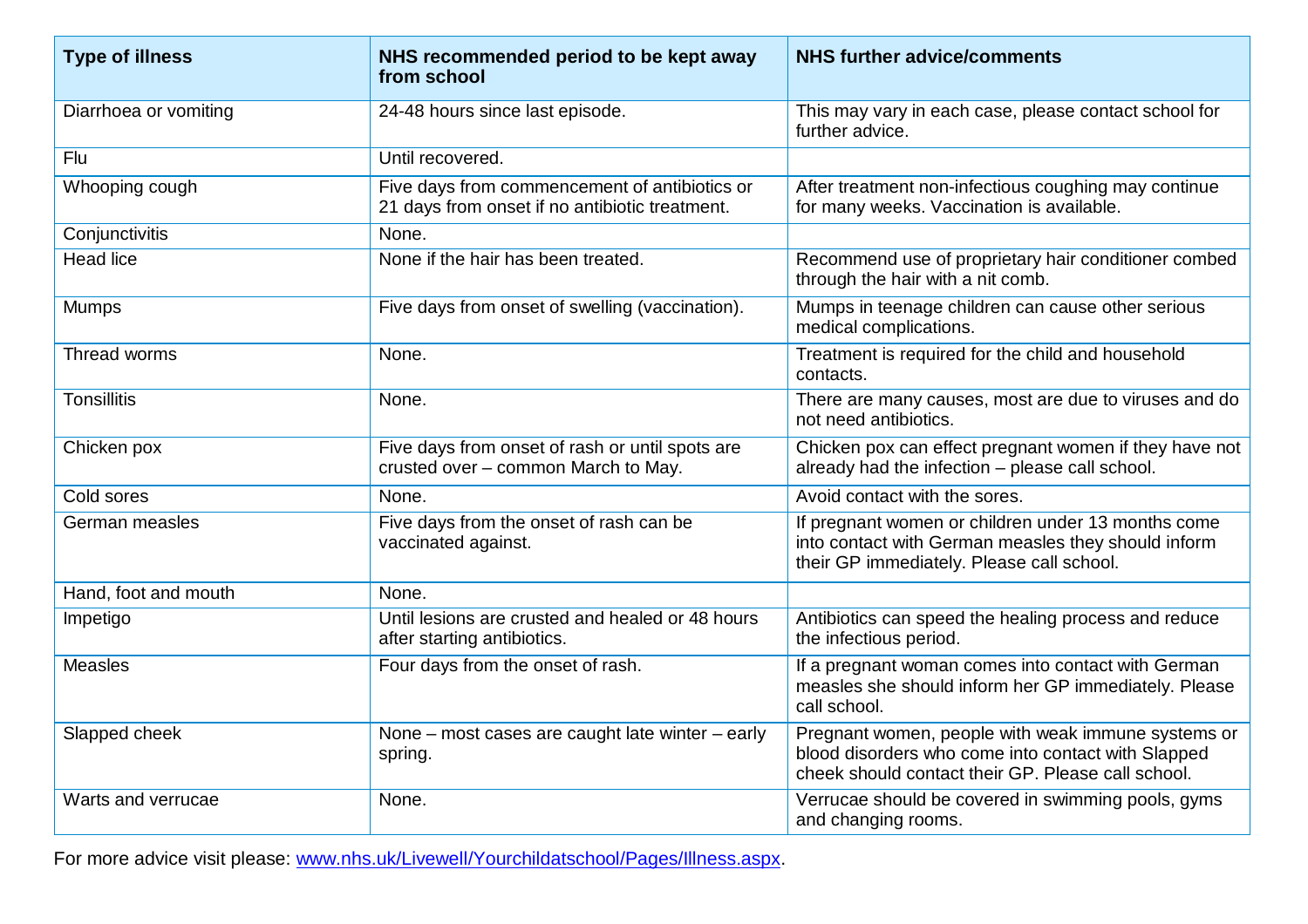| Type of illness | NHS recommended period to be kept away from school | NHS further advice/comments |
| --- | --- | --- |
| Diarrhoea or vomiting | 24-48 hours since last episode. | This may vary in each case, please contact school for further advice. |
| Flu | Until recovered. | |
| Whooping cough | Five days from commencement of antibiotics or 21 days from onset if no antibiotic treatment. | After treatment non-infectious coughing may continue for many weeks. Vaccination is available. |
| Conjunctivitis | None. | |
| Head lice | None if the hair has been treated. | Recommend use of proprietary hair conditioner combed through the hair with a nit comb. |
| Mumps | Five days from onset of swelling (vaccination). | Mumps in teenage children can cause other serious medical complications. |
| Thread worms | None. | Treatment is required for the child and household contacts. |
| Tonsillitis | None. | There are many causes, most are due to viruses and do not need antibiotics. |
| Chicken pox | Five days from onset of rash or until spots are crusted over – common March to May. | Chicken pox can effect pregnant women if they have not already had the infection – please call school. |
| Cold sores | None. | Avoid contact with the sores. |
| German measles | Five days from the onset of rash can be vaccinated against. | If pregnant women or children under 13 months come into contact with German measles they should inform their GP immediately. Please call school. |
| Hand, foot and mouth | None. | |
| Impetigo | Until lesions are crusted and healed or 48 hours after starting antibiotics. | Antibiotics can speed the healing process and reduce the infectious period. |
| Measles | Four days from the onset of rash. | If a pregnant woman comes into contact with German measles she should inform her GP immediately. Please call school. |
| Slapped cheek | None – most cases are caught late winter – early spring. | Pregnant women, people with weak immune systems or blood disorders who come into contact with Slapped cheek should contact their GP. Please call school. |
| Warts and verrucae | None. | Verrucae should be covered in swimming pools, gyms and changing rooms. |

For more advice visit please: [www.nhs.uk/Livewell/Yourchildatschool/Pages/Illness.aspx](http://www.nhs.uk/Livewell/Yourchildatschool/Pages/Illness.aspx).